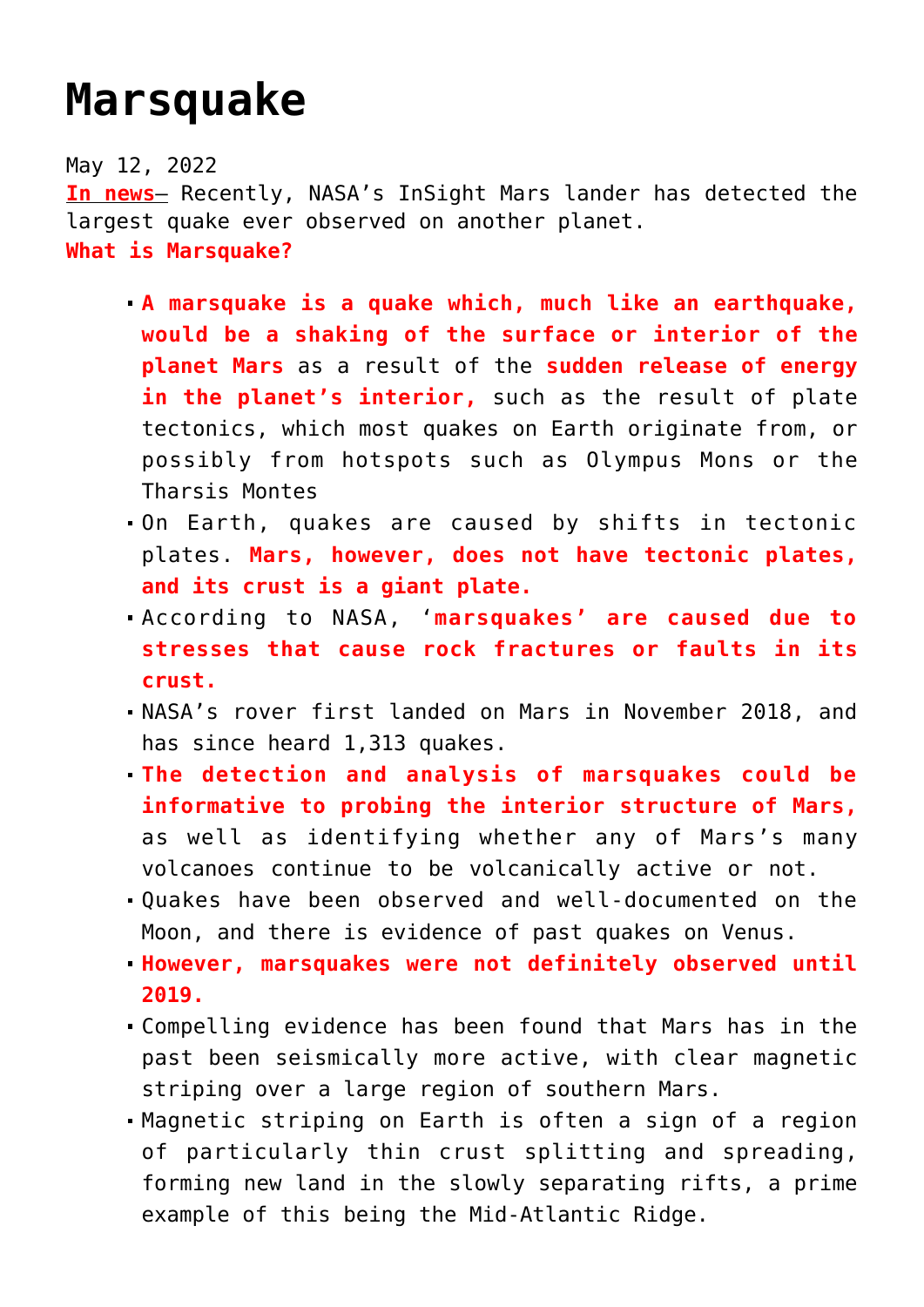# Marsquake

May 12, 2022

**In news**– Recently, NASA's InSight Mars lander has detected the largest quake ever observed on another planet.

**What is Marsquake?**

- **A marsquake is a quake which, much like an earthquake, would be a shaking of the surface or interior of the planet Mars** as a result of the **sudden release of energy in the planet's interior,** such as the result of plate tectonics, which most quakes on Earth originate from, or possibly from hotspots such as Olympus Mons or the Tharsis Montes
- On Earth, quakes are caused by shifts in tectonic plates. **Mars, however, does not have tectonic plates, and its crust is a giant plate.**
- According to NASA, '**marsquakes' are caused due to stresses that cause rock fractures or faults in its crust.**
- NASA's rover first landed on Mars in November 2018, and has since heard 1,313 quakes.
- **The detection and analysis of marsquakes could be informative to probing the interior structure of Mars,** as well as identifying whether any of Mars's many volcanoes continue to be volcanically active or not.
- Quakes have been observed and well-documented on the Moon, and there is evidence of past quakes on Venus.
- **However, marsquakes were not definitely observed until 2019.**
- Compelling evidence has been found that Mars has in the past been seismically more active, with clear magnetic striping over a large region of southern Mars.
- Magnetic striping on Earth is often a sign of a region of particularly thin crust splitting and spreading, forming new land in the slowly separating rifts, a prime example of this being the Mid-Atlantic Ridge.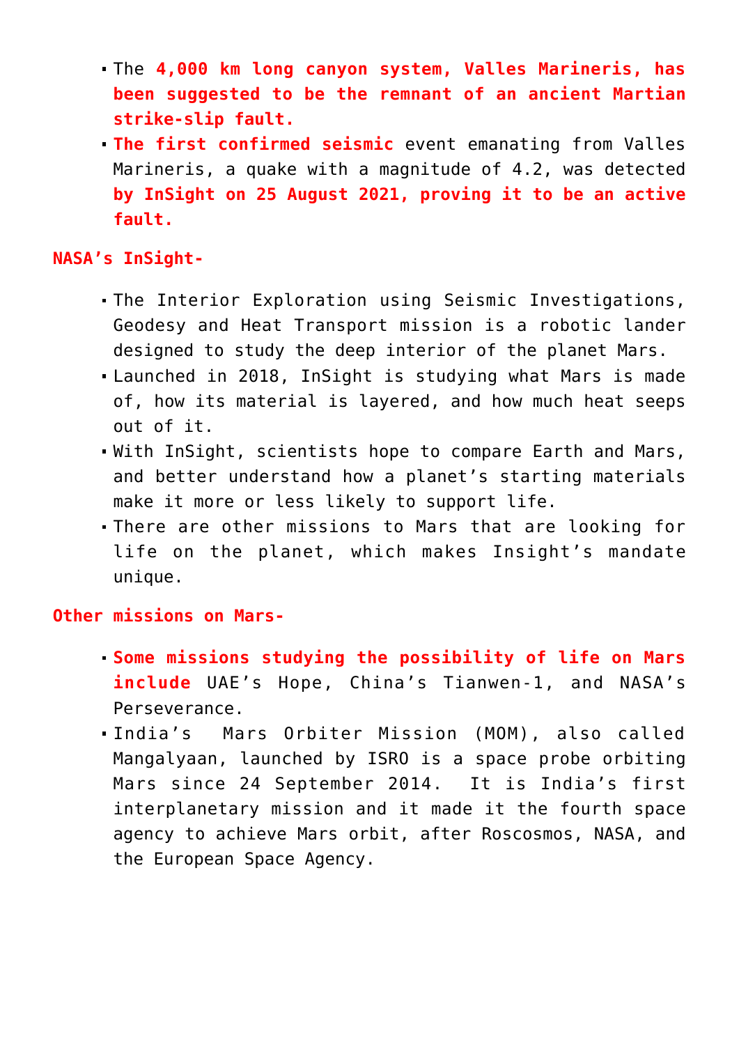- The **4,000 km long canyon system, Valles Marineris, has been suggested to be the remnant of an ancient Martian strike-slip fault.**
- **The first confirmed seismic** event emanating from Valles Marineris, a quake with a magnitude of 4.2, was detected **by InSight on 25 August 2021, proving it to be an active fault.**

**NASA's InSight-**

- The Interior Exploration using Seismic Investigations, Geodesy and Heat Transport mission is a robotic lander designed to study the deep interior of the planet Mars.
- Launched in 2018, InSight is studying what Mars is made of, how its material is layered, and how much heat seeps out of it.
- With InSight, scientists hope to compare Earth and Mars, and better understand how a planet's starting materials make it more or less likely to support life.
- There are other missions to Mars that are looking for life on the planet, which makes Insight's mandate unique.

**Other missions on Mars-**

- **Some missions studying the possibility of life on Mars include** UAE's Hope, China's Tianwen-1, and NASA's Perseverance.
- India's Mars Orbiter Mission (MOM), also called Mangalyaan, launched by ISRO is a space probe orbiting Mars since 24 September 2014. It is India's first interplanetary mission and it made it the fourth space agency to achieve Mars orbit, after Roscosmos, NASA, and the European Space Agency.